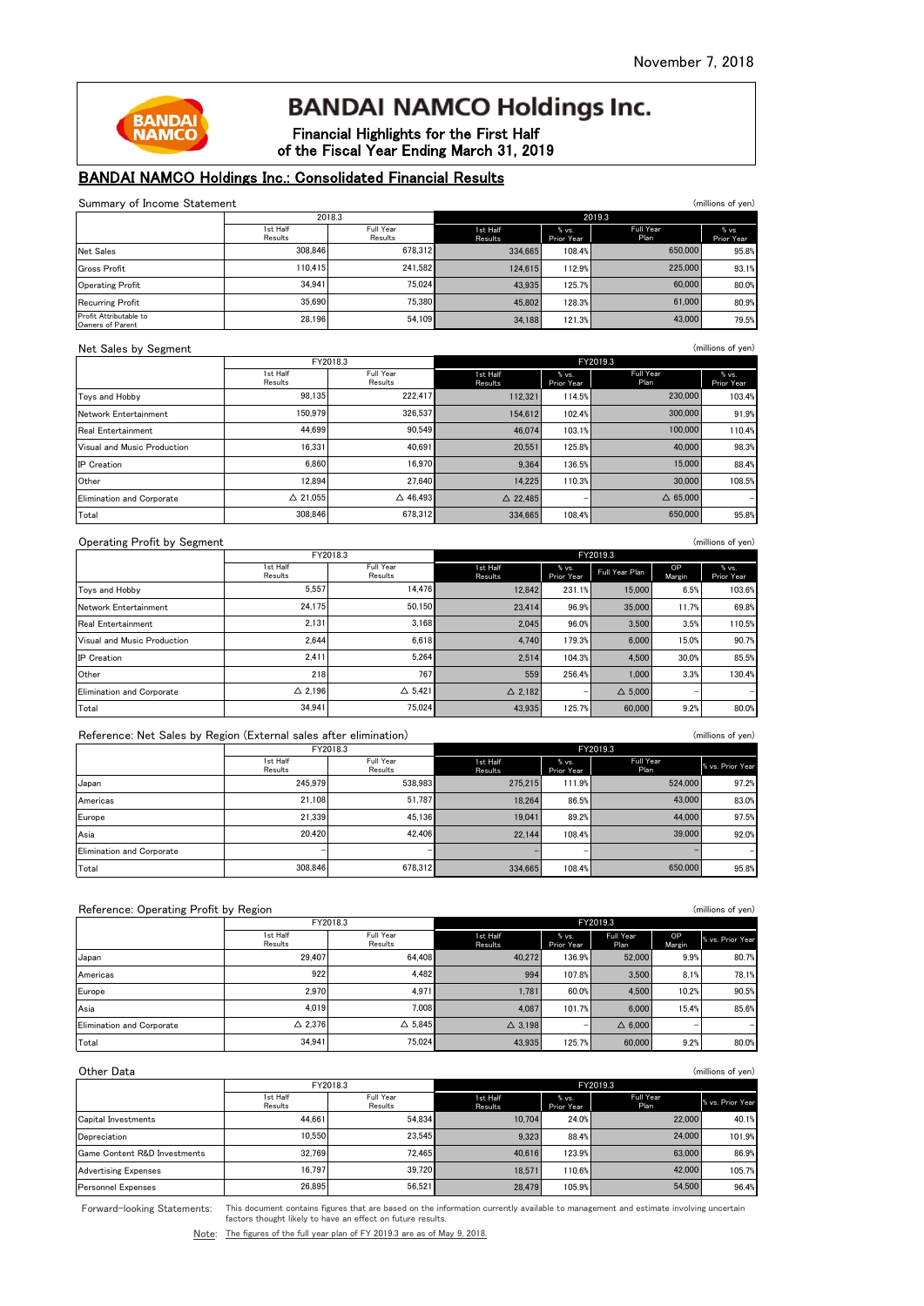November 7, 2018

# BANDAI NAMCO Holdings Inc.

### Financial Highlights for the First Half of the Fiscal Year Ending March 31, 2019

## BANDAI NAMCO Holdings Inc.: Consolidated Financial Results

### Summary of Income Statement

(millions of yen)

| | 2018.3 | | 2019.3 | | | |
|---|---|---|---|---|---|---|
| | 1st Half Results | Full Year Results | 1st Half Results | % vs. Prior Year | Full Year Plan | % vs. Prior Year |
| Net Sales | 308,846 | 678,312 | 334,665 | 108.4% | 650,000 | 95.8% |
| Gross Profit | 110,415 | 241,582 | 124,615 | 112.9% | 225,000 | 93.1% |
| Operating Profit | 34,941 | 75,024 | 43,935 | 125.7% | 60,000 | 80.0% |
| Recurring Profit | 35,690 | 75,380 | 45,802 | 128.3% | 61,000 | 80.9% |
| Profit Attributable to Owners of Parent | 28,196 | 54,109 | 34,188 | 121.3% | 43,000 | 79.5% |

### Net Sales by Segment

(millions of yen)

| | FY2018.3 | | FY2019.3 | | | |
|---|---|---|---|---|---|---|
| | 1st Half Results | Full Year Results | 1st Half Results | % vs. Prior Year | Full Year Plan | % vs. Prior Year |
| Toys and Hobby | 98,135 | 222,417 | 112,321 | 114.5% | 230,000 | 103.4% |
| Network Entertainment | 150,979 | 326,537 | 154,612 | 102.4% | 300,000 | 91.9% |
| Real Entertainment | 44,699 | 90,549 | 46,074 | 103.1% | 100,000 | 110.4% |
| Visual and Music Production | 16,331 | 40,691 | 20,551 | 125.8% | 40,000 | 98.3% |
| IP Creation | 6,860 | 16,970 | 9,364 | 136.5% | 15,000 | 88.4% |
| Other | 12,894 | 27,640 | 14,225 | 110.3% | 30,000 | 108.5% |
| Elimination and Corporate | △ 21,055 | △ 46,493 | △ 22,485 | – | △ 65,000 | – |
| Total | 308,846 | 678,312 | 334,665 | 108.4% | 650,000 | 95.8% |

### Operating Profit by Segment

(millions of yen)

| | FY2018.3 | | FY2019.3 | | | | |
|---|---|---|---|---|---|---|---|
| | 1st Half Results | Full Year Results | 1st Half Results | % vs. Prior Year | Full Year Plan | OP Margin | % vs. Prior Year |
| Toys and Hobby | 5,557 | 14,476 | 12,842 | 231.1% | 15,000 | 6.5% | 103.6% |
| Network Entertainment | 24,175 | 50,150 | 23,414 | 96.9% | 35,000 | 11.7% | 69.8% |
| Real Entertainment | 2,131 | 3,168 | 2,045 | 96.0% | 3,500 | 3.5% | 110.5% |
| Visual and Music Production | 2,644 | 6,618 | 4,740 | 179.3% | 6,000 | 15.0% | 90.7% |
| IP Creation | 2,411 | 5,264 | 2,514 | 104.3% | 4,500 | 30.0% | 85.5% |
| Other | 218 | 767 | 559 | 256.4% | 1,000 | 3.3% | 130.4% |
| Elimination and Corporate | △ 2,196 | △ 5,421 | △ 2,182 | – | △ 5,000 | – | – |
| Total | 34,941 | 75,024 | 43,935 | 125.7% | 60,000 | 9.2% | 80.0% |

### Reference: Net Sales by Region (External sales after elimination)

(millions of yen)

| | FY2018.3 | | FY2019.3 | | | |
|---|---|---|---|---|---|---|
| | 1st Half Results | Full Year Results | 1st Half Results | % vs. Prior Year | Full Year Plan | % vs. Prior Year |
| Japan | 245,979 | 538,983 | 275,215 | 111.9% | 524,000 | 97.2% |
| Americas | 21,108 | 51,787 | 18,264 | 86.5% | 43,000 | 83.0% |
| Europe | 21,339 | 45,136 | 19,041 | 89.2% | 44,000 | 97.5% |
| Asia | 20,420 | 42,406 | 22,144 | 108.4% | 39,000 | 92.0% |
| Elimination and Corporate | – | – | – | – | – | – |
| Total | 308,846 | 678,312 | 334,665 | 108.4% | 650,000 | 95.8% |

### Reference: Operating Profit by Region

(millions of yen)

| | FY2018.3 | | FY2019.3 | | | | |
|---|---|---|---|---|---|---|---|
| | 1st Half Results | Full Year Results | 1st Half Results | % vs. Prior Year | Full Year Plan | OP Margin | % vs. Prior Year |
| Japan | 29,407 | 64,408 | 40,272 | 136.9% | 52,000 | 9.9% | 80.7% |
| Americas | 922 | 4,482 | 994 | 107.8% | 3,500 | 8.1% | 78.1% |
| Europe | 2,970 | 4,971 | 1,781 | 60.0% | 4,500 | 10.2% | 90.5% |
| Asia | 4,019 | 7,008 | 4,087 | 101.7% | 6,000 | 15.4% | 85.6% |
| Elimination and Corporate | △ 2,376 | △ 5,845 | △ 3,198 | – | △ 6,000 | – | – |
| Total | 34,941 | 75,024 | 43,935 | 125.7% | 60,000 | 9.2% | 80.0% |

### Other Data

(millions of yen)

| | FY2018.3 | | FY2019.3 | | | |
|---|---|---|---|---|---|---|
| | 1st Half Results | Full Year Results | 1st Half Results | % vs. Prior Year | Full Year Plan | % vs. Prior Year |
| Capital Investments | 44,661 | 54,834 | 10,704 | 24.0% | 22,000 | 40.1% |
| Depreciation | 10,550 | 23,545 | 9,323 | 88.4% | 24,000 | 101.9% |
| Game Content R&D Investments | 32,769 | 72,465 | 40,616 | 123.9% | 63,000 | 86.9% |
| Advertising Expenses | 16,797 | 39,720 | 18,571 | 110.6% | 42,000 | 105.7% |
| Personnel Expenses | 26,895 | 56,521 | 28,479 | 105.9% | 54,500 | 96.4% |

Forward-looking Statements: This document contains figures that are based on the information currently available to management and estimate involving uncertain factors thought likely to have an effect on future results.

Note: The figures of the full year plan of FY 2019.3 are as of May 9, 2018.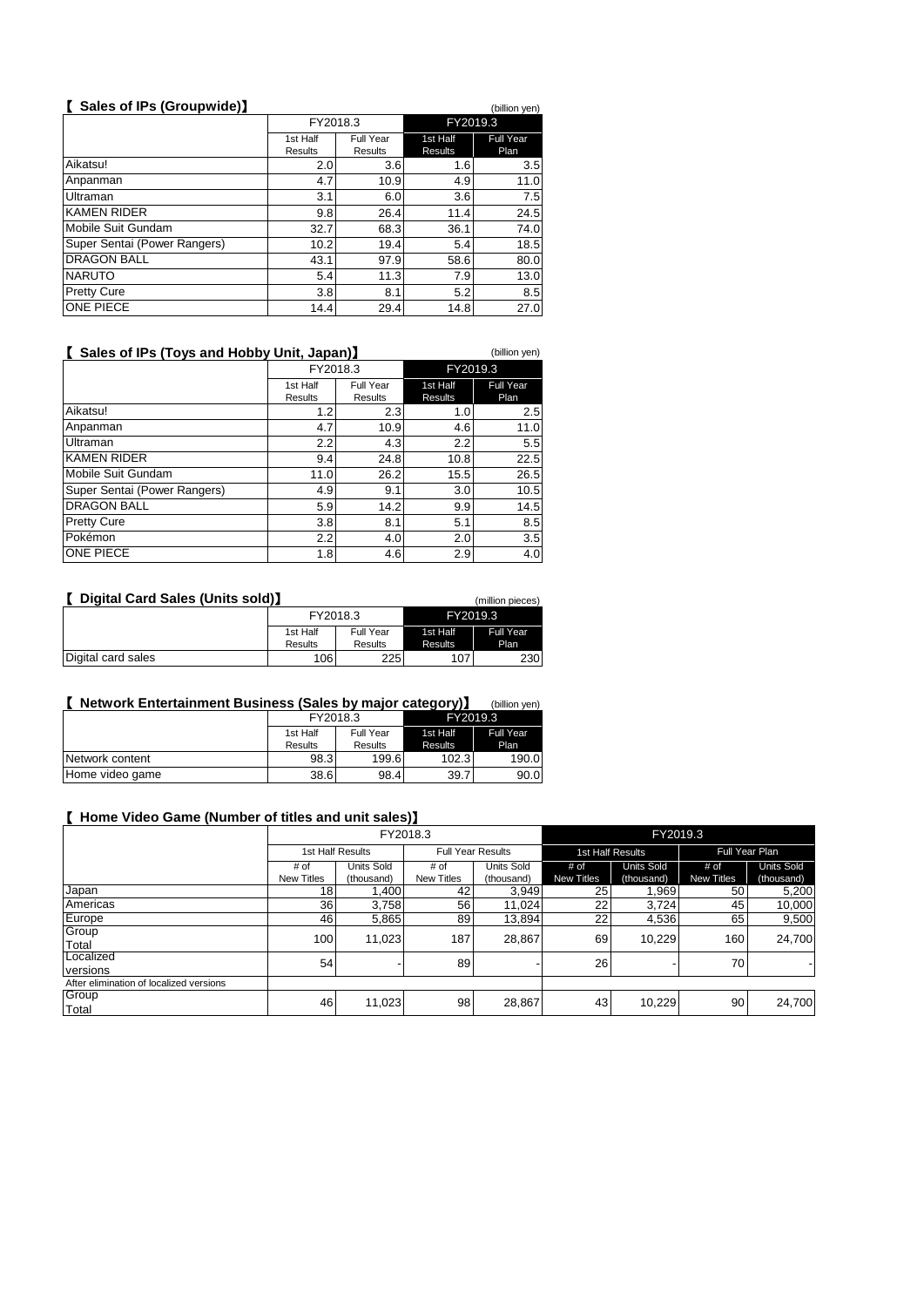## 【 Sales of IPs (Groupwide)】

(billion yen)

| | FY2018.3 | | FY2019.3 | |
|---|---|---|---|---|
| | 1st Half Results | Full Year Results | 1st Half Results | Full Year Plan |
| Aikatsu! | 2.0 | 3.6 | 1.6 | 3.5 |
| Anpanman | 4.7 | 10.9 | 4.9 | 11.0 |
| Ultraman | 3.1 | 6.0 | 3.6 | 7.5 |
| KAMEN RIDER | 9.8 | 26.4 | 11.4 | 24.5 |
| Mobile Suit Gundam | 32.7 | 68.3 | 36.1 | 74.0 |
| Super Sentai (Power Rangers) | 10.2 | 19.4 | 5.4 | 18.5 |
| DRAGON BALL | 43.1 | 97.9 | 58.6 | 80.0 |
| NARUTO | 5.4 | 11.3 | 7.9 | 13.0 |
| Pretty Cure | 3.8 | 8.1 | 5.2 | 8.5 |
| ONE PIECE | 14.4 | 29.4 | 14.8 | 27.0 |

## 【 Sales of IPs (Toys and Hobby Unit, Japan)】

(billion yen)

| | FY2018.3 | | FY2019.3 | |
|---|---|---|---|---|
| | 1st Half Results | Full Year Results | 1st Half Results | Full Year Plan |
| Aikatsu! | 1.2 | 2.3 | 1.0 | 2.5 |
| Anpanman | 4.7 | 10.9 | 4.6 | 11.0 |
| Ultraman | 2.2 | 4.3 | 2.2 | 5.5 |
| KAMEN RIDER | 9.4 | 24.8 | 10.8 | 22.5 |
| Mobile Suit Gundam | 11.0 | 26.2 | 15.5 | 26.5 |
| Super Sentai (Power Rangers) | 4.9 | 9.1 | 3.0 | 10.5 |
| DRAGON BALL | 5.9 | 14.2 | 9.9 | 14.5 |
| Pretty Cure | 3.8 | 8.1 | 5.1 | 8.5 |
| Pokémon | 2.2 | 4.0 | 2.0 | 3.5 |
| ONE PIECE | 1.8 | 4.6 | 2.9 | 4.0 |

## 【 Digital Card Sales (Units sold)】

(million pieces)

| | FY2018.3 | | FY2019.3 | |
|---|---|---|---|---|
| | 1st Half Results | Full Year Results | 1st Half Results | Full Year Plan |
| Digital card sales | 106 | 225 | 107 | 230 |

## 【 Network Entertainment Business (Sales by major category)】

(billion yen)

| | FY2018.3 | | FY2019.3 | |
|---|---|---|---|---|
| | 1st Half Results | Full Year Results | 1st Half Results | Full Year Plan |
| Network content | 98.3 | 199.6 | 102.3 | 190.0 |
| Home video game | 38.6 | 98.4 | 39.7 | 90.0 |

## 【 Home Video Game (Number of titles and unit sales)】

| | FY2018.3 | | | | FY2019.3 | | | |
|---|---|---|---|---|---|---|---|---|
| | 1st Half Results | | Full Year Results | | 1st Half Results | | Full Year Plan | |
| | # of New Titles | Units Sold (thousand) | # of New Titles | Units Sold (thousand) | # of New Titles | Units Sold (thousand) | # of New Titles | Units Sold (thousand) |
| Japan | 18 | 1,400 | 42 | 3,949 | 25 | 1,969 | 50 | 5,200 |
| Americas | 36 | 3,758 | 56 | 11,024 | 22 | 3,724 | 45 | 10,000 |
| Europe | 46 | 5,865 | 89 | 13,894 | 22 | 4,536 | 65 | 9,500 |
| Group Total | 100 | 11,023 | 187 | 28,867 | 69 | 10,229 | 160 | 24,700 |
| Localized versions | 54 | - | 89 | - | 26 | - | 70 | - |
| After elimination of localized versions | | | | | | | | |
| Group Total | 46 | 11,023 | 98 | 28,867 | 43 | 10,229 | 90 | 24,700 |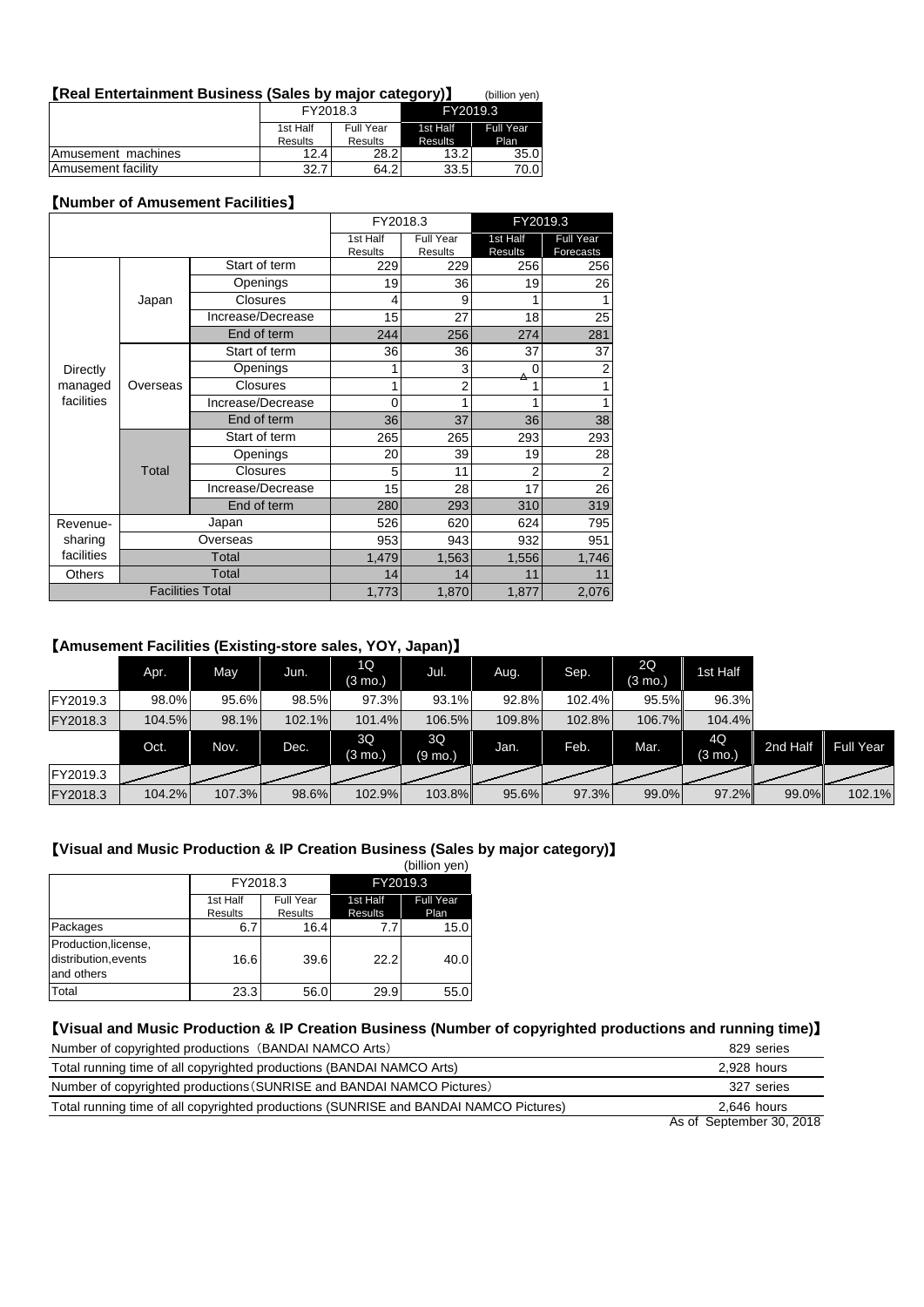## 【Real Entertainment Business (Sales by major category)】

(billion yen)

| | FY2018.3 | | FY2019.3 | |
|---|---|---|---|---|
| | 1st Half Results | Full Year Results | 1st Half Results | Full Year Plan |
| Amusement machines | 12.4 | 28.2 | 13.2 | 35.0 |
| Amusement facility | 32.7 | 64.2 | 33.5 | 70.0 |

## 【Number of Amusement Facilities】

| | | | FY2018.3 | | FY2019.3 | |
|---|---|---|---|---|---|---|
| | | | 1st Half Results | Full Year Results | 1st Half Results | Full Year Forecasts |
| Directly managed facilities | Japan | Start of term | 229 | 229 | 256 | 256 |
| | | Openings | 19 | 36 | 19 | 26 |
| | | Closures | 4 | 9 | 1 | 1 |
| | | Increase/Decrease | 15 | 27 | 18 | 25 |
| | | End of term | 244 | 256 | 274 | 281 |
| | Overseas | Start of term | 36 | 36 | 37 | 37 |
| | | Openings | 1 | 3 | 0 | 2 |
| | | Closures | 1 | 2 | 1 | 1 |
| | | Increase/Decrease | 0 | 1 | △1 | 1 |
| | | End of term | 36 | 37 | 36 | 38 |
| | Total | Start of term | 265 | 265 | 293 | 293 |
| | | Openings | 20 | 39 | 19 | 28 |
| | | Closures | 5 | 11 | 2 | 2 |
| | | Increase/Decrease | 15 | 28 | 17 | 26 |
| | | End of term | 280 | 293 | 310 | 319 |
| Revenue-sharing facilities | Japan | | 526 | 620 | 624 | 795 |
| | Overseas | | 953 | 943 | 932 | 951 |
| | Total | | 1,479 | 1,563 | 1,556 | 1,746 |
| Others | Total | | 14 | 14 | 11 | 11 |
| Facilities Total | | | 1,773 | 1,870 | 1,877 | 2,076 |

## 【Amusement Facilities (Existing-store sales, YOY, Japan)】

| | Apr. | May | Jun. | 1Q (3 mo.) | Jul. | Aug. | Sep. | 2Q (3 mo.) | 1st Half | | |
|---|---|---|---|---|---|---|---|---|---|---|---|
| FY2019.3 | 98.0% | 95.6% | 98.5% | 97.3% | 93.1% | 92.8% | 102.4% | 95.5% | 96.3% | | |
| FY2018.3 | 104.5% | 98.1% | 102.1% | 101.4% | 106.5% | 109.8% | 102.8% | 106.7% | 104.4% | | |
| | Oct. | Nov. | Dec. | 3Q (3 mo.) | 3Q (9 mo.) | Jan. | Feb. | Mar. | 4Q (3 mo.) | 2nd Half | Full Year |
| FY2019.3 | | | | | | | | | | | |
| FY2018.3 | 104.2% | 107.3% | 98.6% | 102.9% | 103.8% | 95.6% | 97.3% | 99.0% | 97.2% | 99.0% | 102.1% |

## 【Visual and Music Production & IP Creation Business (Sales by major category)】

(billion yen)

| | FY2018.3 | | FY2019.3 | |
|---|---|---|---|---|
| | 1st Half Results | Full Year Results | 1st Half Results | Full Year Plan |
| Packages | 6.7 | 16.4 | 7.7 | 15.0 |
| Production,license, distribution,events and others | 16.6 | 39.6 | 22.2 | 40.0 |
| Total | 23.3 | 56.0 | 29.9 | 55.0 |

## 【Visual and Music Production & IP Creation Business (Number of copyrighted productions and running time)】

| | |
|---|---|
| Number of copyrighted productions（BANDAI NAMCO Arts） | 829 series |
| Total running time of all copyrighted productions (BANDAI NAMCO Arts) | 2,928 hours |
| Number of copyrighted productions（SUNRISE and BANDAI NAMCO Pictures） | 327 series |
| Total running time of all copyrighted productions (SUNRISE and BANDAI NAMCO Pictures) | 2,646 hours |

As of September 30, 2018